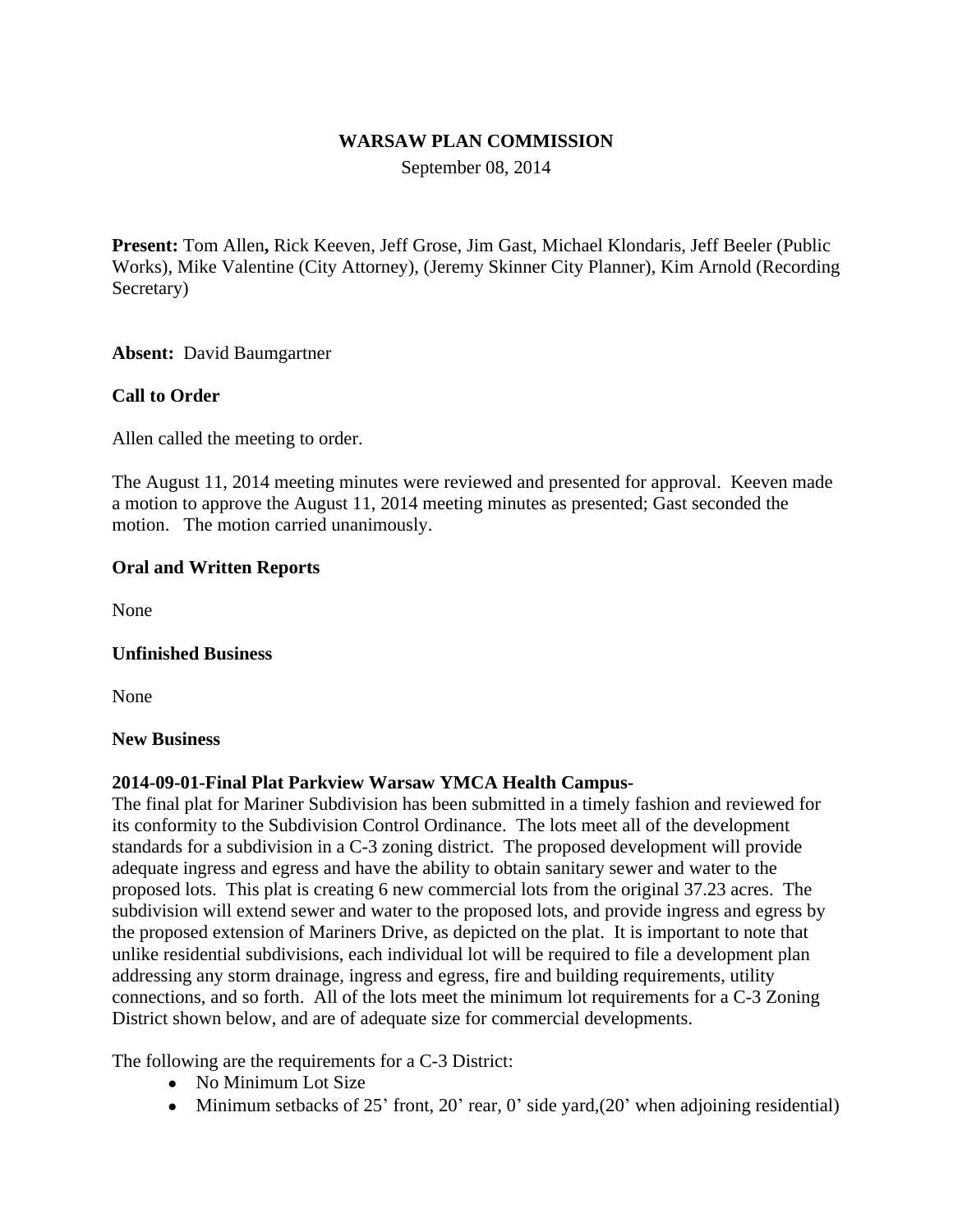**WARSAW PLAN COMMISSION**

September 08, 2014

**Present:** Tom Allen**,** Rick Keeven, Jeff Grose, Jim Gast, Michael Klondaris, Jeff Beeler (Public Works), Mike Valentine (City Attorney), (Jeremy Skinner City Planner), Kim Arnold (Recording Secretary)

**Absent:** David Baumgartner

**Call to Order**

Allen called the meeting to order.

The August 11, 2014 meeting minutes were reviewed and presented for approval. Keeven made a motion to approve the August 11, 2014 meeting minutes as presented; Gast seconded the motion. The motion carried unanimously.

**Oral and Written Reports**

None

**Unfinished Business**

None

**New Business**

**2014-09-01-Final Plat Parkview Warsaw YMCA Health Campus-**
The final plat for Mariner Subdivision has been submitted in a timely fashion and reviewed for its conformity to the Subdivision Control Ordinance. The lots meet all of the development standards for a subdivision in a C-3 zoning district. The proposed development will provide adequate ingress and egress and have the ability to obtain sanitary sewer and water to the proposed lots. This plat is creating 6 new commercial lots from the original 37.23 acres. The subdivision will extend sewer and water to the proposed lots, and provide ingress and egress by the proposed extension of Mariners Drive, as depicted on the plat. It is important to note that unlike residential subdivisions, each individual lot will be required to file a development plan addressing any storm drainage, ingress and egress, fire and building requirements, utility connections, and so forth. All of the lots meet the minimum lot requirements for a C-3 Zoning District shown below, and are of adequate size for commercial developments.

The following are the requirements for a C-3 District:

- No Minimum Lot Size
- Minimum setbacks of 25' front, 20' rear, 0' side yard,(20' when adjoining residential)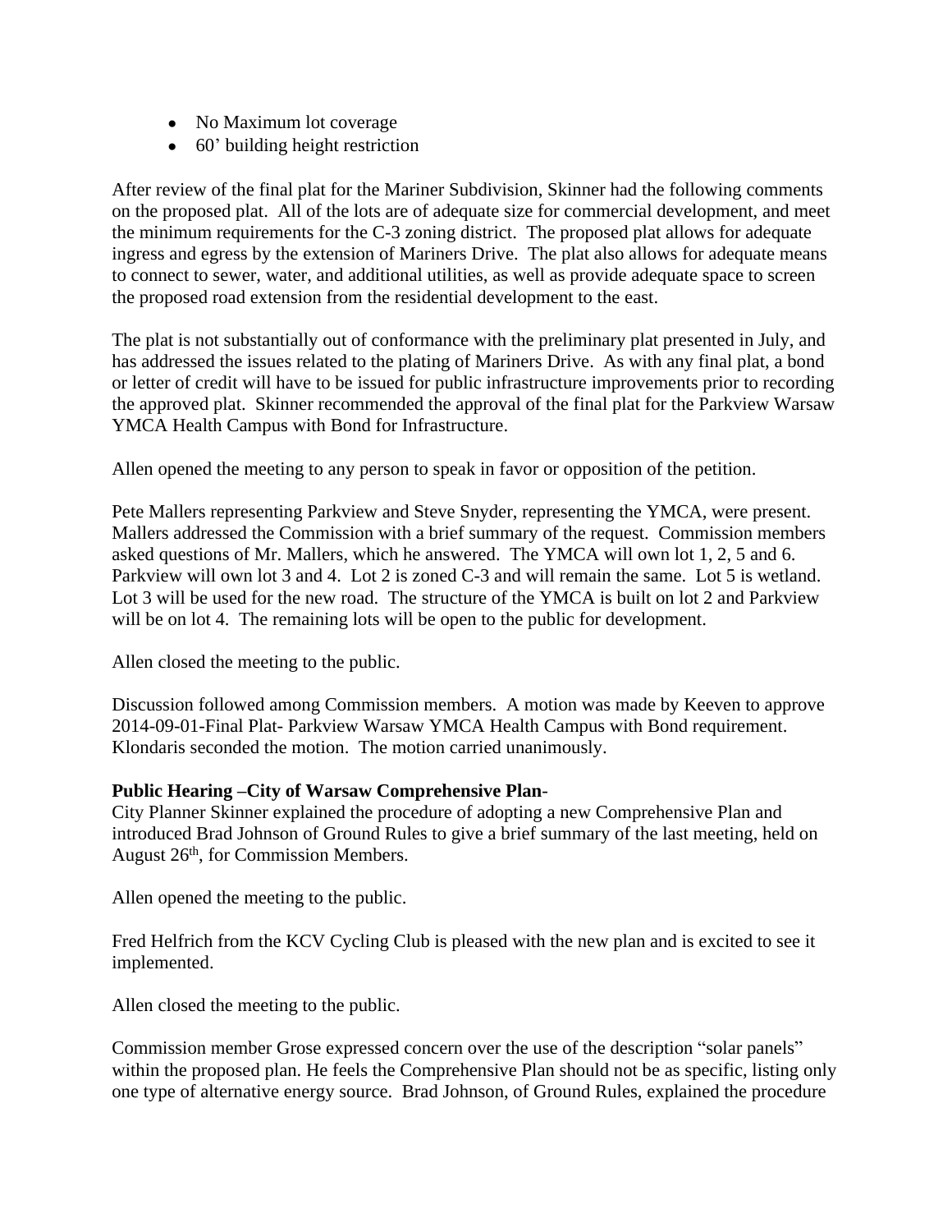- No Maximum lot coverage
- 60' building height restriction

After review of the final plat for the Mariner Subdivision, Skinner had the following comments on the proposed plat. All of the lots are of adequate size for commercial development, and meet the minimum requirements for the C-3 zoning district. The proposed plat allows for adequate ingress and egress by the extension of Mariners Drive. The plat also allows for adequate means to connect to sewer, water, and additional utilities, as well as provide adequate space to screen the proposed road extension from the residential development to the east.

The plat is not substantially out of conformance with the preliminary plat presented in July, and has addressed the issues related to the plating of Mariners Drive. As with any final plat, a bond or letter of credit will have to be issued for public infrastructure improvements prior to recording the approved plat. Skinner recommended the approval of the final plat for the Parkview Warsaw YMCA Health Campus with Bond for Infrastructure.

Allen opened the meeting to any person to speak in favor or opposition of the petition.

Pete Mallers representing Parkview and Steve Snyder, representing the YMCA, were present. Mallers addressed the Commission with a brief summary of the request. Commission members asked questions of Mr. Mallers, which he answered. The YMCA will own lot 1, 2, 5 and 6. Parkview will own lot 3 and 4. Lot 2 is zoned C-3 and will remain the same. Lot 5 is wetland. Lot 3 will be used for the new road. The structure of the YMCA is built on lot 2 and Parkview will be on lot 4. The remaining lots will be open to the public for development.

Allen closed the meeting to the public.

Discussion followed among Commission members. A motion was made by Keeven to approve 2014-09-01-Final Plat- Parkview Warsaw YMCA Health Campus with Bond requirement. Klondaris seconded the motion. The motion carried unanimously.

**Public Hearing –City of Warsaw Comprehensive Plan**-
City Planner Skinner explained the procedure of adopting a new Comprehensive Plan and introduced Brad Johnson of Ground Rules to give a brief summary of the last meeting, held on August 26th, for Commission Members.

Allen opened the meeting to the public.

Fred Helfrich from the KCV Cycling Club is pleased with the new plan and is excited to see it implemented.

Allen closed the meeting to the public.

Commission member Grose expressed concern over the use of the description "solar panels" within the proposed plan. He feels the Comprehensive Plan should not be as specific, listing only one type of alternative energy source. Brad Johnson, of Ground Rules, explained the procedure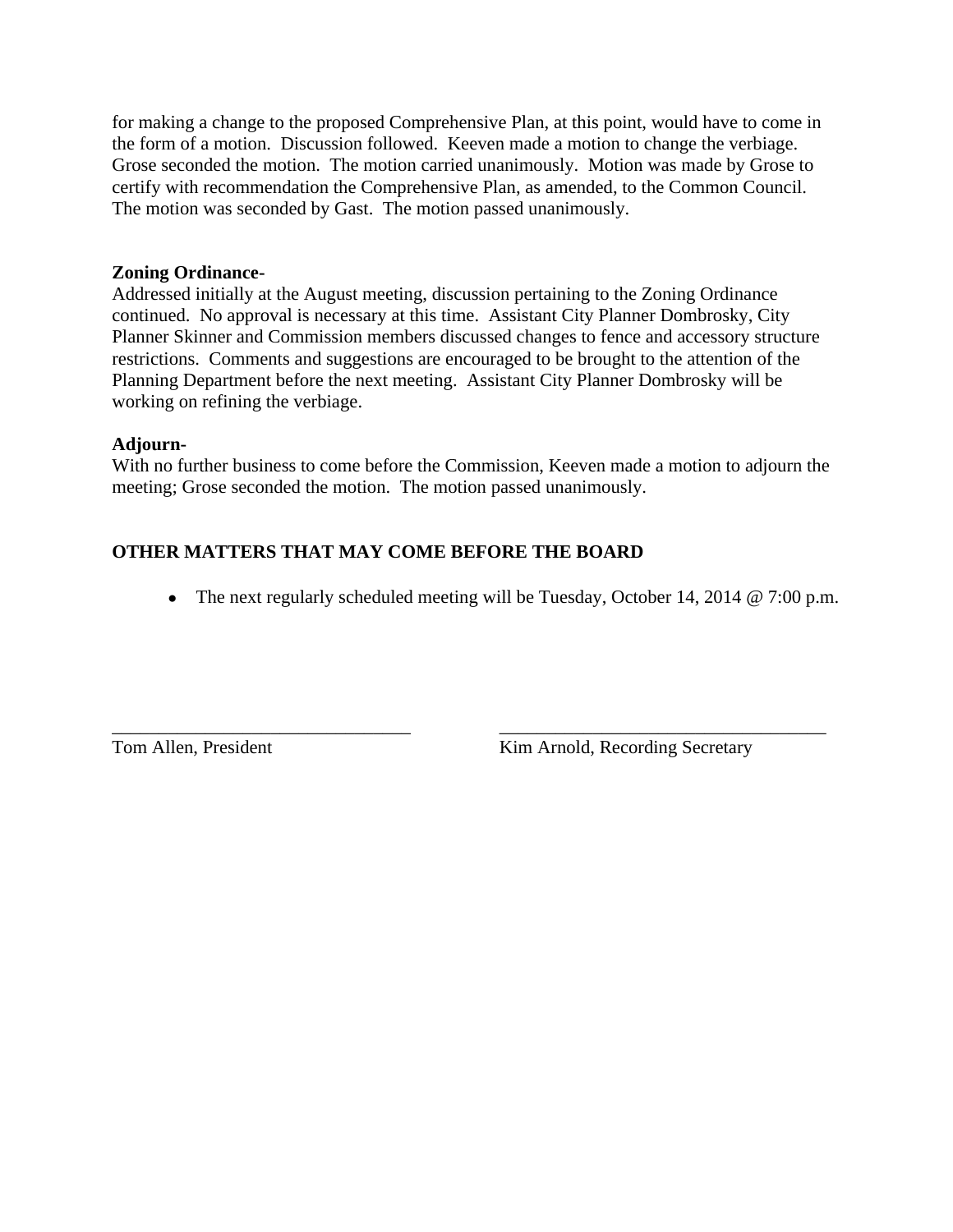for making a change to the proposed Comprehensive Plan, at this point, would have to come in the form of a motion. Discussion followed. Keeven made a motion to change the verbiage. Grose seconded the motion. The motion carried unanimously. Motion was made by Grose to certify with recommendation the Comprehensive Plan, as amended, to the Common Council. The motion was seconded by Gast. The motion passed unanimously.

**Zoning Ordinance-**
Addressed initially at the August meeting, discussion pertaining to the Zoning Ordinance continued. No approval is necessary at this time. Assistant City Planner Dombrosky, City Planner Skinner and Commission members discussed changes to fence and accessory structure restrictions. Comments and suggestions are encouraged to be brought to the attention of the Planning Department before the next meeting. Assistant City Planner Dombrosky will be working on refining the verbiage.

**Adjourn-**
With no further business to come before the Commission, Keeven made a motion to adjourn the meeting; Grose seconded the motion. The motion passed unanimously.

**OTHER MATTERS THAT MAY COME BEFORE THE BOARD**

- The next regularly scheduled meeting will be Tuesday, October 14, 2014 @ 7:00 p.m.

________________________________ ___________________________________

Tom Allen, President Kim Arnold, Recording Secretary